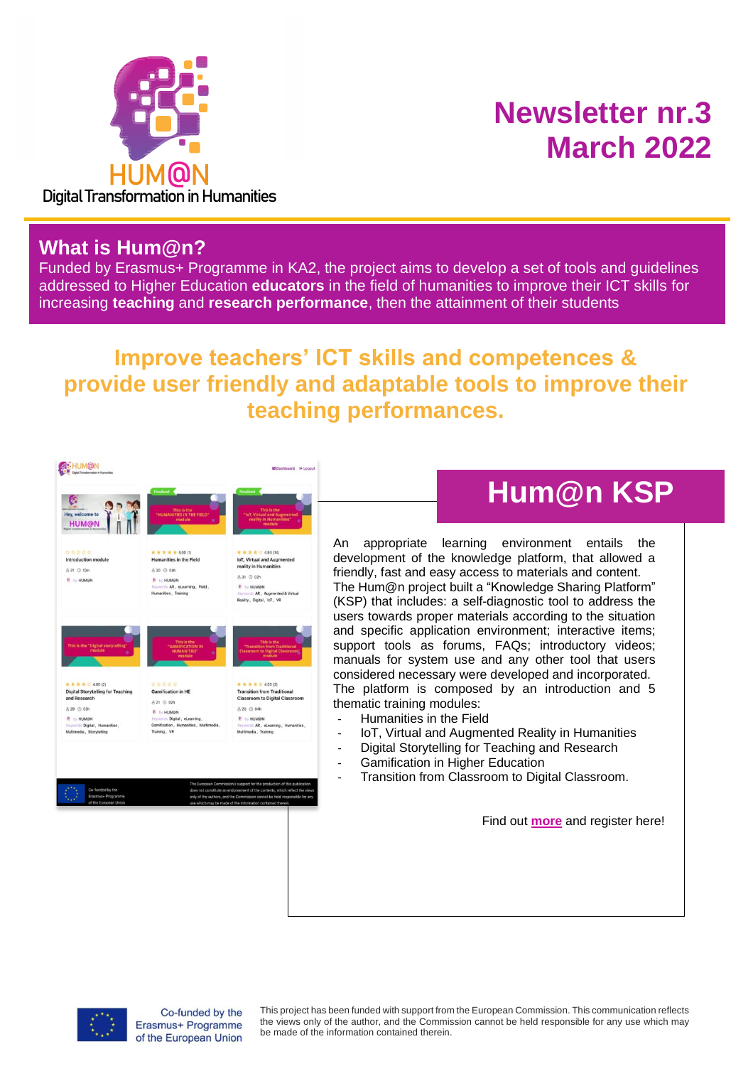# Newsletter nr.3
# March 2022

HUM@N
Digital Transformation in Humanities

## What is Hum@n?

Funded by Erasmus+ Programme in KA2, the project aims to develop a set of tools and guidelines addressed to Higher Education **educators** in the field of humanities to improve their ICT skills for increasing **teaching** and **research performance**, then the attainment of their students

## Improve teachers' ICT skills and competences & provide user friendly and adaptable tools to improve their teaching performances.

## Hum@n KSP

An appropriate learning environment entails the development of the knowledge platform, that allowed a friendly, fast and easy access to materials and content. The Hum@n project built a "Knowledge Sharing Platform" (KSP) that includes: a self-diagnostic tool to address the users towards proper materials according to the situation and specific application environment; interactive items; support tools as forums, FAQs; introductory videos; manuals for system use and any other tool that users considered necessary were developed and incorporated. The platform is composed by an introduction and 5 thematic training modules:

- Humanities in the Field
- IoT, Virtual and Augmented Reality in Humanities
- Digital Storytelling for Teaching and Research
- Gamification in Higher Education
- Transition from Classroom to Digital Classroom.

Find out **more** and register here!

Co-funded by the Erasmus+ Programme of the European Union

This project has been funded with support from the European Commission. This communication reflects the views only of the author, and the Commission cannot be held responsible for any use which may be made of the information contained therein.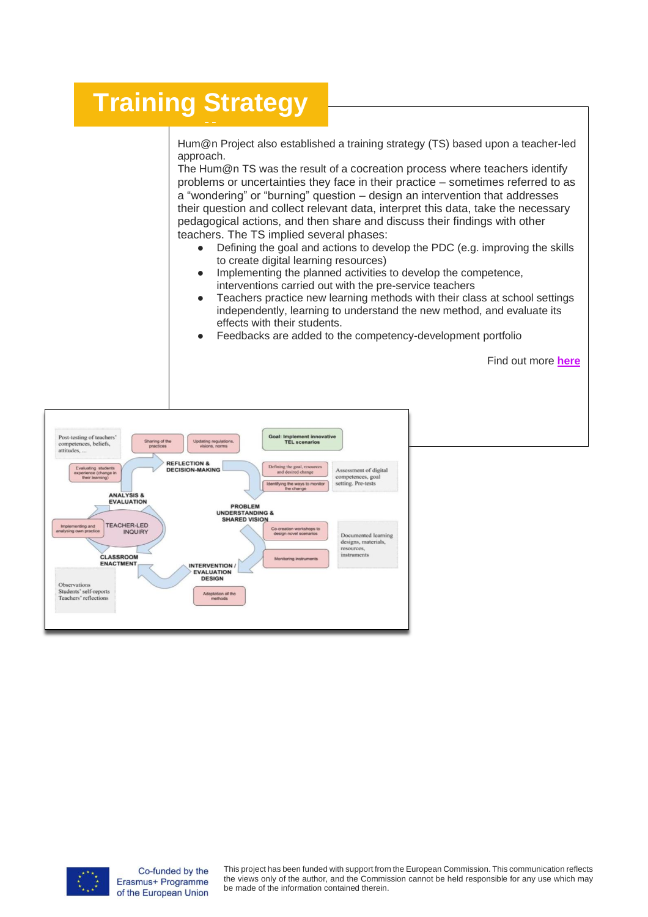# Training Strategy

Hum@n Project also established a training strategy (TS) based upon a teacher-led approach.

The Hum@n TS was the result of a cocreation process where teachers identify problems or uncertainties they face in their practice – sometimes referred to as a “wondering” or “burning” question – design an intervention that addresses their question and collect relevant data, interpret this data, take the necessary pedagogical actions, and then share and discuss their findings with other teachers. The TS implied several phases:

- Defining the goal and actions to develop the PDC (e.g. improving the skills to create digital learning resources)
- Implementing the planned activities to develop the competence, interventions carried out with the pre-service teachers
- Teachers practice new learning methods with their class at school settings independently, learning to understand the new method, and evaluate its effects with their students.
- Feedbacks are added to the competency-development portfolio

Find out more **here**

This project has been funded with support from the European Commission. This communication reflects the views only of the author, and the Commission cannot be held responsible for any use which may be made of the information contained therein.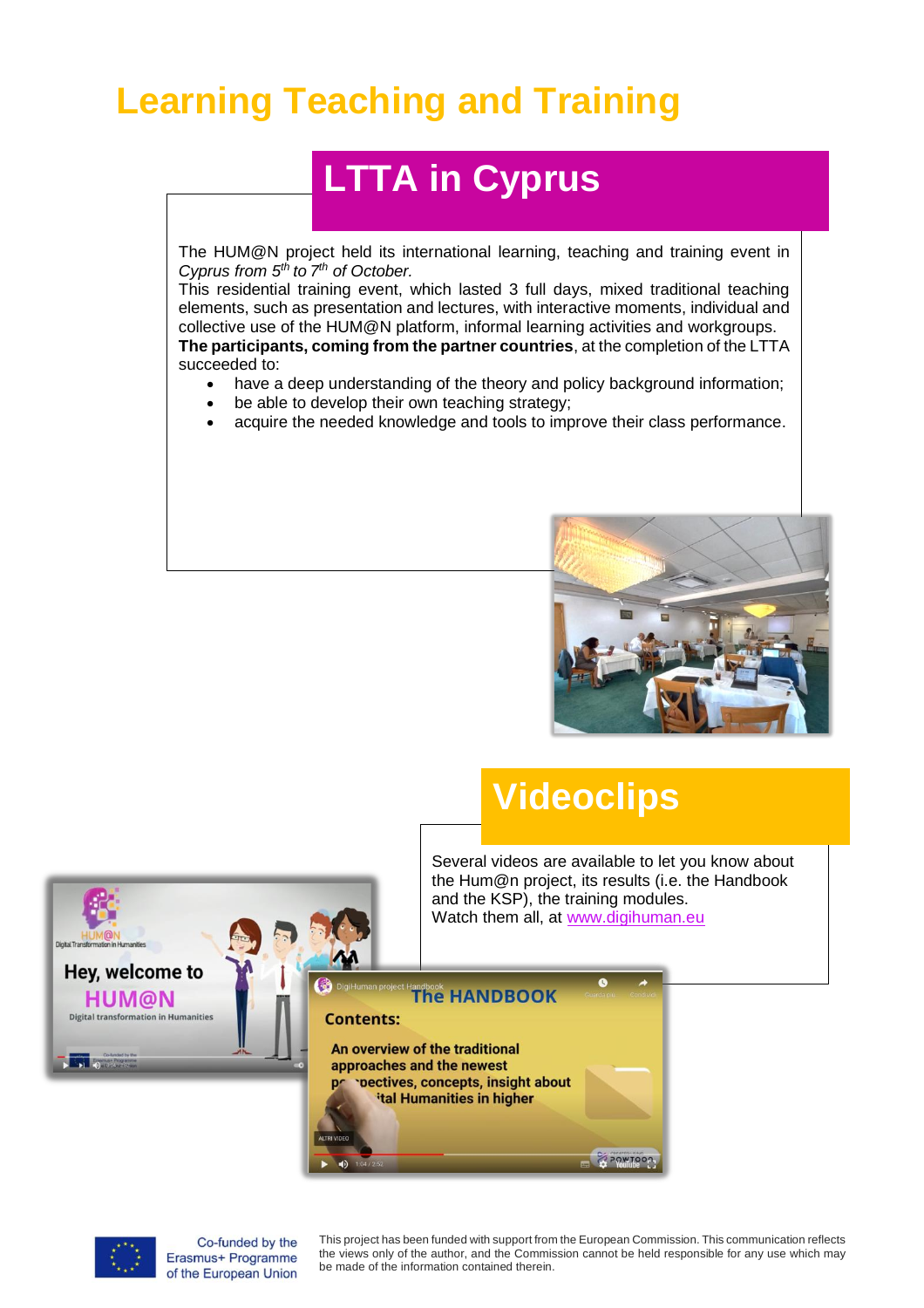# Learning Teaching and Training

## LTTA in Cyprus

The HUM@N project held its international learning, teaching and training event in *Cyprus from 5th to 7th of October.*

This residential training event, which lasted 3 full days, mixed traditional teaching elements, such as presentation and lectures, with interactive moments, individual and collective use of the HUM@N platform, informal learning activities and workgroups.

**The participants, coming from the partner countries**, at the completion of the LTTA succeeded to:

- have a deep understanding of the theory and policy background information;
- be able to develop their own teaching strategy;
- acquire the needed knowledge and tools to improve their class performance.

## Videoclips

Several videos are available to let you know about the Hum@n project, its results (i.e. the Handbook and the KSP), the training modules.
Watch them all, at [www.digihuman.eu](http://www.digihuman.eu)

Co-funded by the Erasmus+ Programme of the European Union

This project has been funded with support from the European Commission. This communication reflects the views only of the author, and the Commission cannot be held responsible for any use which may be made of the information contained therein.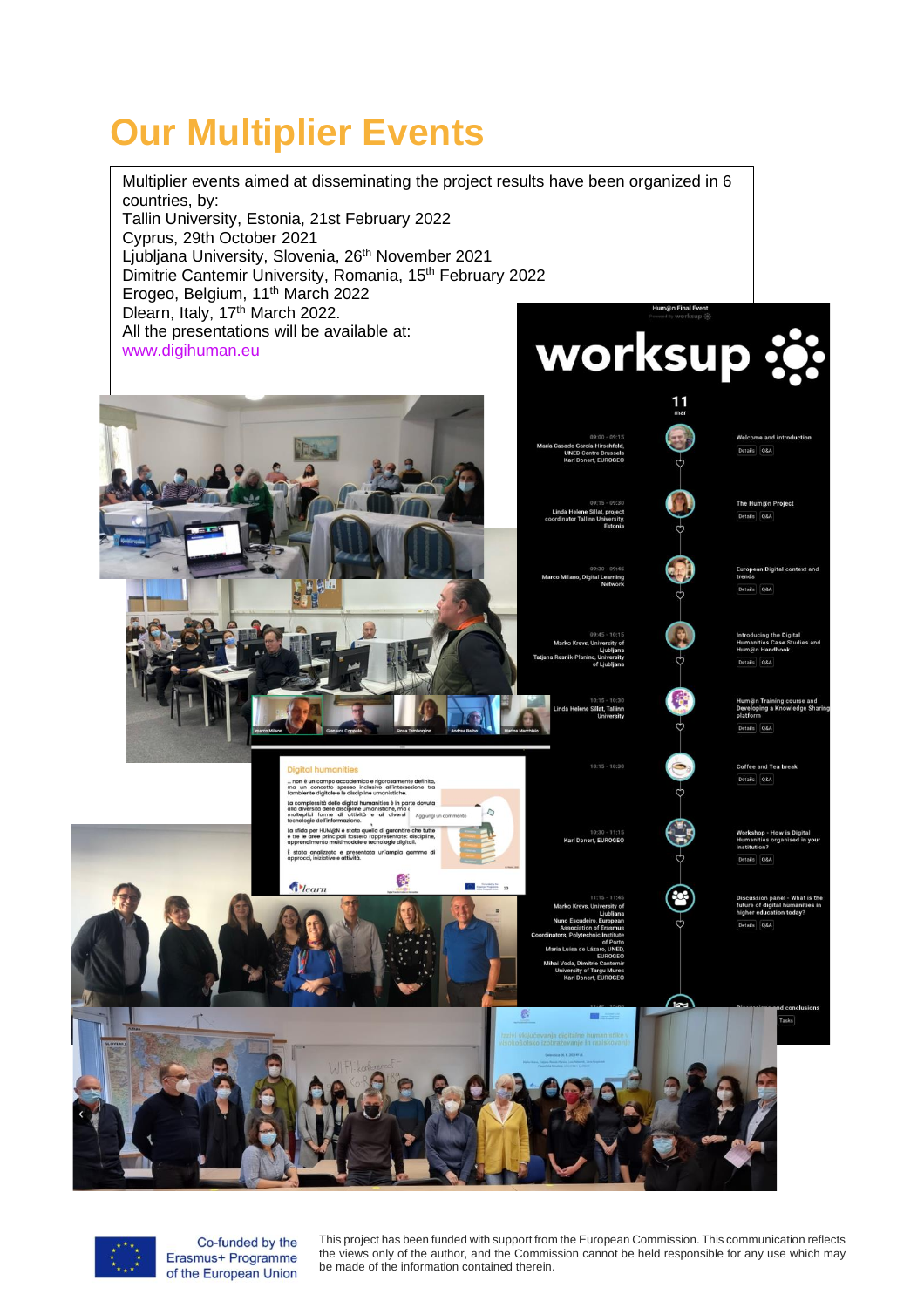# Our Multiplier Events

Multiplier events aimed at disseminating the project results have been organized in 6 countries, by:

Tallin University, Estonia, 21st February 2022
Cyprus, 29th October 2021
Ljubljana University, Slovenia, 26th November 2021
Dimitrie Cantemir University, Romania, 15th February 2022
Erogeo, Belgium, 11th March 2022
Dlearn, Italy, 17th March 2022.
All the presentations will be available at:
www.digihuman.eu

Co-funded by the Erasmus+ Programme of the European Union

This project has been funded with support from the European Commission. This communication reflects the views only of the author, and the Commission cannot be held responsible for any use which may be made of the information contained therein.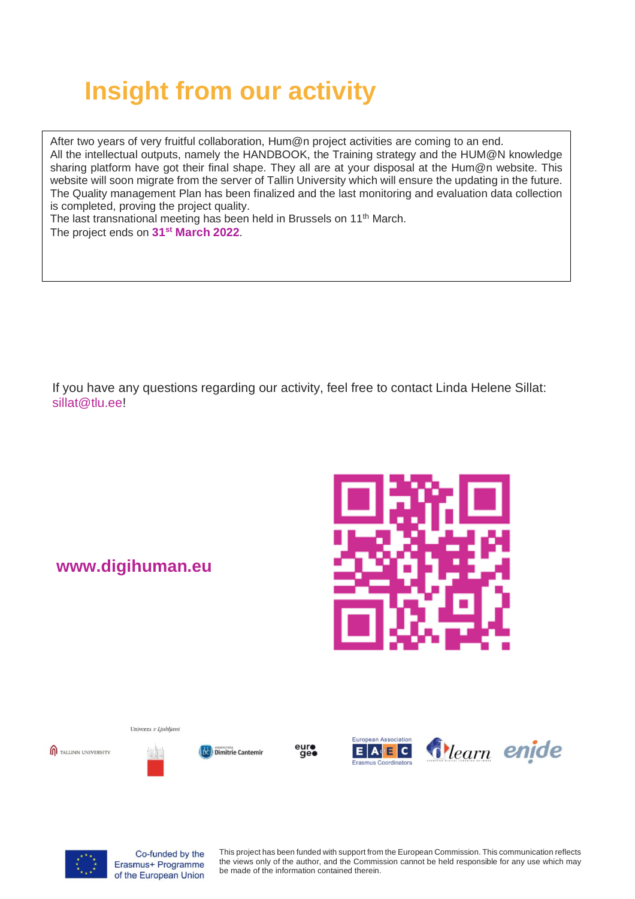# Insight from our activity

After two years of very fruitful collaboration, Hum@n project activities are coming to an end.
All the intellectual outputs, namely the HANDBOOK, the Training strategy and the HUM@N knowledge sharing platform have got their final shape. They all are at your disposal at the Hum@n website. This website will soon migrate from the server of Tallin University which will ensure the updating in the future.
The Quality management Plan has been finalized and the last monitoring and evaluation data collection is completed, proving the project quality.
The last transnational meeting has been held in Brussels on 11th March.
The project ends on **31st March 2022**.

If you have any questions regarding our activity, feel free to contact Linda Helene Sillat: sillat@tlu.ee!

**www.digihuman.eu**

Tallinn University · Univerza v Ljubljani · Dimitrie Cantemir · euroge · European Association EAEC Erasmus Coordinators · learn · enide

Co-funded by the Erasmus+ Programme of the European Union

This project has been funded with support from the European Commission. This communication reflects the views only of the author, and the Commission cannot be held responsible for any use which may be made of the information contained therein.